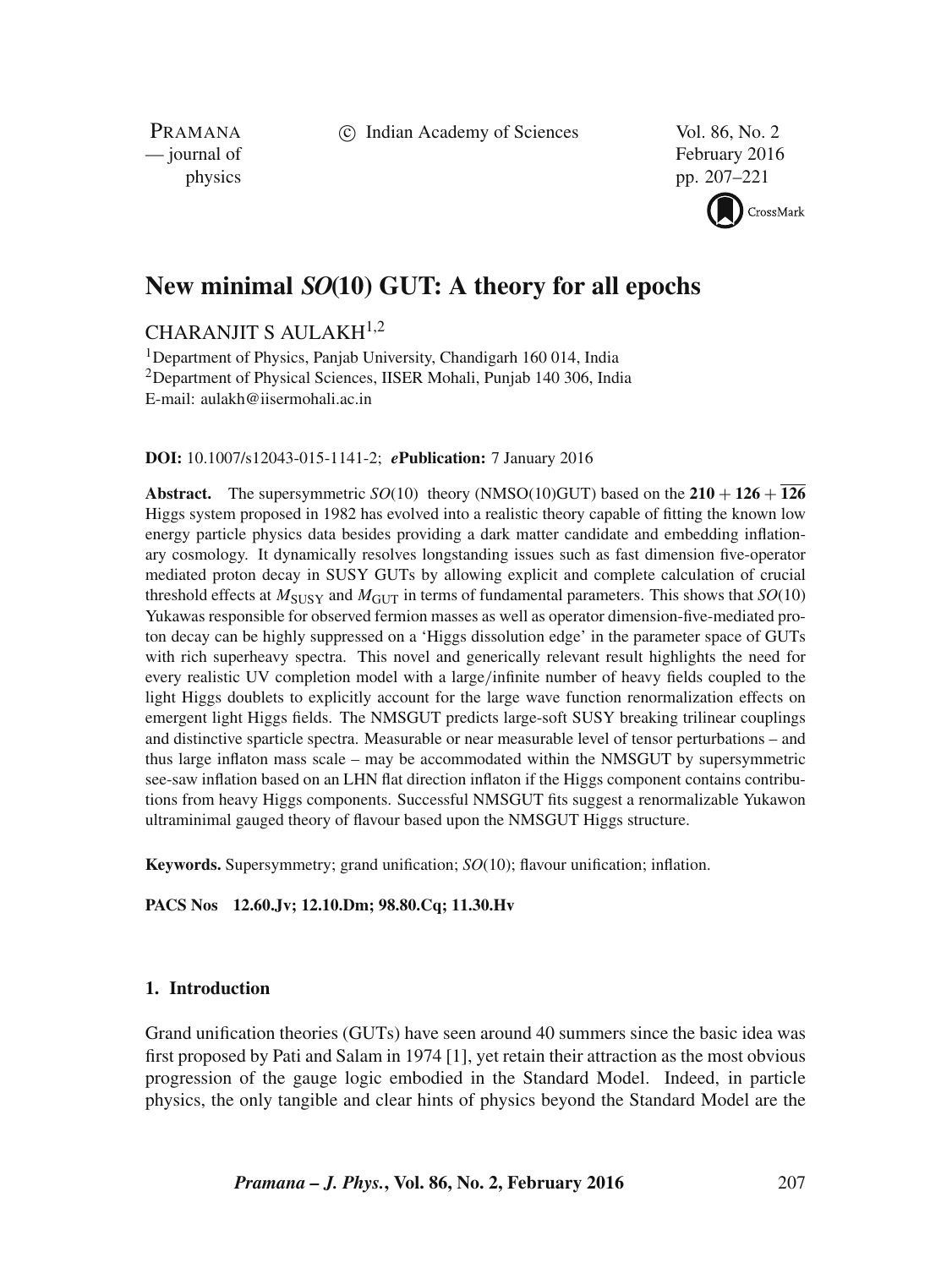# New minimal SO(10) GUT: A theory for all epochs

CHARANJIT S AULAKH[1,2]

[1]Department of Physics, Panjab University, Chandigarh 160 014, India
[2]Department of Physical Sciences, IISER Mohali, Punjab 140 306, India
E-mail: aulakh@iisermohali.ac.in

**DOI:** 10.1007/s12043-015-1141-2; ***e*Publication:** 7 January 2016

**Abstract.** The supersymmetric $SO(10)$ theory (NMSO(10)GUT) based on the $\mathbf{210} + \mathbf{126} + \overline{\mathbf{126}}$ Higgs system proposed in 1982 has evolved into a realistic theory capable of fitting the known low energy particle physics data besides providing a dark matter candidate and embedding inflationary cosmology. It dynamically resolves longstanding issues such as fast dimension five-operator mediated proton decay in SUSY GUTs by allowing explicit and complete calculation of crucial threshold effects at $M_{\text{SUSY}}$ and $M_{\text{GUT}}$ in terms of fundamental parameters. This shows that $SO(10)$ Yukawas responsible for observed fermion masses as well as operator dimension-five-mediated proton decay can be highly suppressed on a 'Higgs dissolution edge' in the parameter space of GUTs with rich superheavy spectra. This novel and generically relevant result highlights the need for every realistic UV completion model with a large/infinite number of heavy fields coupled to the light Higgs doublets to explicitly account for the large wave function renormalization effects on emergent light Higgs fields. The NMSGUT predicts large-soft SUSY breaking trilinear couplings and distinctive sparticle spectra. Measurable or near measurable level of tensor perturbations – and thus large inflaton mass scale – may be accommodated within the NMSGUT by supersymmetric see-saw inflation based on an LHN flat direction inflaton if the Higgs component contains contributions from heavy Higgs components. Successful NMSGUT fits suggest a renormalizable Yukawon ultraminimal gauged theory of flavour based upon the NMSGUT Higgs structure.

**Keywords.** Supersymmetry; grand unification; $SO(10)$; flavour unification; inflation.

**PACS Nos** **12.60.Jv; 12.10.Dm; 98.80.Cq; 11.30.Hv**

## 1. Introduction

Grand unification theories (GUTs) have seen around 40 summers since the basic idea was first proposed by Pati and Salam in 1974 [1], yet retain their attraction as the most obvious progression of the gauge logic embodied in the Standard Model. Indeed, in particle physics, the only tangible and clear hints of physics beyond the Standard Model are the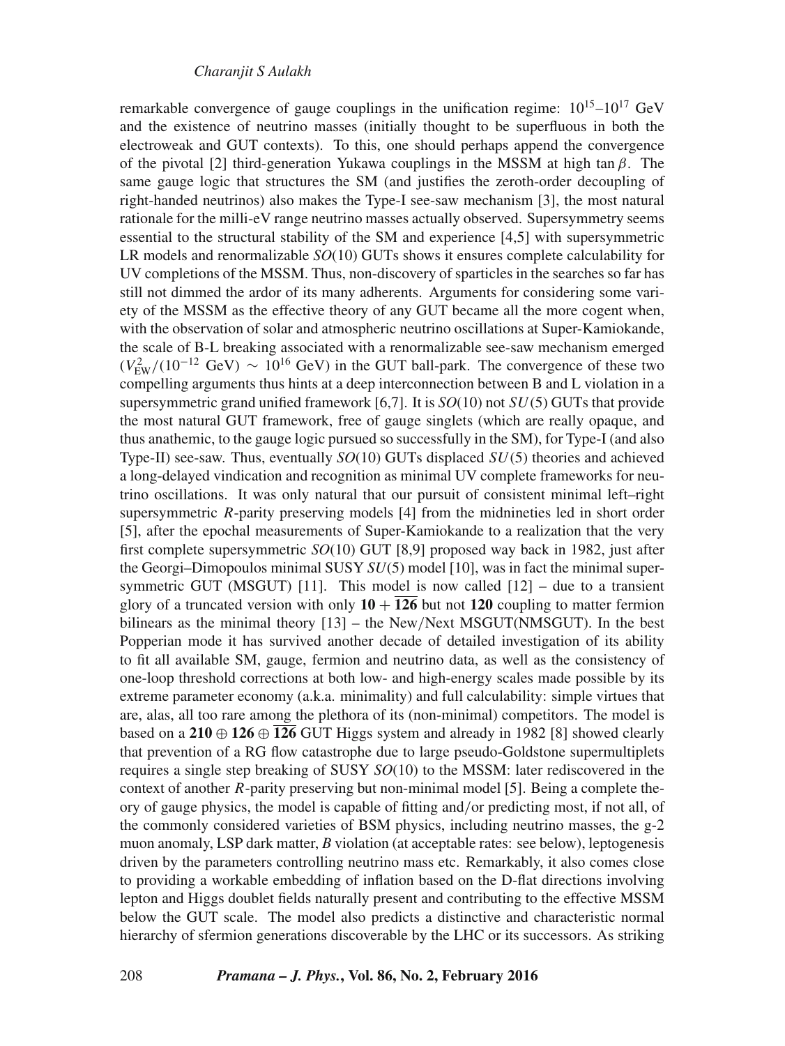remarkable convergence of gauge couplings in the unification regime: $10^{15}$–$10^{17}$ GeV and the existence of neutrino masses (initially thought to be superfluous in both the electroweak and GUT contexts). To this, one should perhaps append the convergence of the pivotal [2] third-generation Yukawa couplings in the MSSM at high $\tan\beta$. The same gauge logic that structures the SM (and justifies the zeroth-order decoupling of right-handed neutrinos) also makes the Type-I see-saw mechanism [3], the most natural rationale for the milli-eV range neutrino masses actually observed. Supersymmetry seems essential to the structural stability of the SM and experience [4,5] with supersymmetric LR models and renormalizable $SO(10)$ GUTs shows it ensures complete calculability for UV completions of the MSSM. Thus, non-discovery of sparticles in the searches so far has still not dimmed the ardor of its many adherents. Arguments for considering some variety of the MSSM as the effective theory of any GUT became all the more cogent when, with the observation of solar and atmospheric neutrino oscillations at Super-Kamiokande, the scale of B-L breaking associated with a renormalizable see-saw mechanism emerged ($V_{\rm EW}^2/(10^{-12}$ GeV) $\sim 10^{16}$ GeV) in the GUT ball-park. The convergence of these two compelling arguments thus hints at a deep interconnection between B and L violation in a supersymmetric grand unified framework [6,7]. It is $SO(10)$ not $SU(5)$ GUTs that provide the most natural GUT framework, free of gauge singlets (which are really opaque, and thus anathemic, to the gauge logic pursued so successfully in the SM), for Type-I (and also Type-II) see-saw. Thus, eventually $SO(10)$ GUTs displaced $SU(5)$ theories and achieved a long-delayed vindication and recognition as minimal UV complete frameworks for neutrino oscillations. It was only natural that our pursuit of consistent minimal left–right supersymmetric $R$-parity preserving models [4] from the midnineties led in short order [5], after the epochal measurements of Super-Kamiokande to a realization that the very first complete supersymmetric $SO(10)$ GUT [8,9] proposed way back in 1982, just after the Georgi–Dimopoulos minimal SUSY $SU(5)$ model [10], was in fact the minimal supersymmetric GUT (MSGUT) [11]. This model is now called [12] – due to a transient glory of a truncated version with only $\mathbf{10} + \overline{\mathbf{126}}$ but not $\mathbf{120}$ coupling to matter fermion bilinears as the minimal theory [13] – the New/Next MSGUT(NMSGUT). In the best Popperian mode it has survived another decade of detailed investigation of its ability to fit all available SM, gauge, fermion and neutrino data, as well as the consistency of one-loop threshold corrections at both low- and high-energy scales made possible by its extreme parameter economy (a.k.a. minimality) and full calculability: simple virtues that are, alas, all too rare among the plethora of its (non-minimal) competitors. The model is based on a $\mathbf{210} \oplus \mathbf{126} \oplus \overline{\mathbf{126}}$ GUT Higgs system and already in 1982 [8] showed clearly that prevention of a RG flow catastrophe due to large pseudo-Goldstone supermultiplets requires a single step breaking of SUSY $SO(10)$ to the MSSM: later rediscovered in the context of another $R$-parity preserving but non-minimal model [5]. Being a complete theory of gauge physics, the model is capable of fitting and/or predicting most, if not all, of the commonly considered varieties of BSM physics, including neutrino masses, the g-2 muon anomaly, LSP dark matter, $B$ violation (at acceptable rates: see below), leptogenesis driven by the parameters controlling neutrino mass etc. Remarkably, it also comes close to providing a workable embedding of inflation based on the D-flat directions involving lepton and Higgs doublet fields naturally present and contributing to the effective MSSM below the GUT scale. The model also predicts a distinctive and characteristic normal hierarchy of sfermion generations discoverable by the LHC or its successors. As striking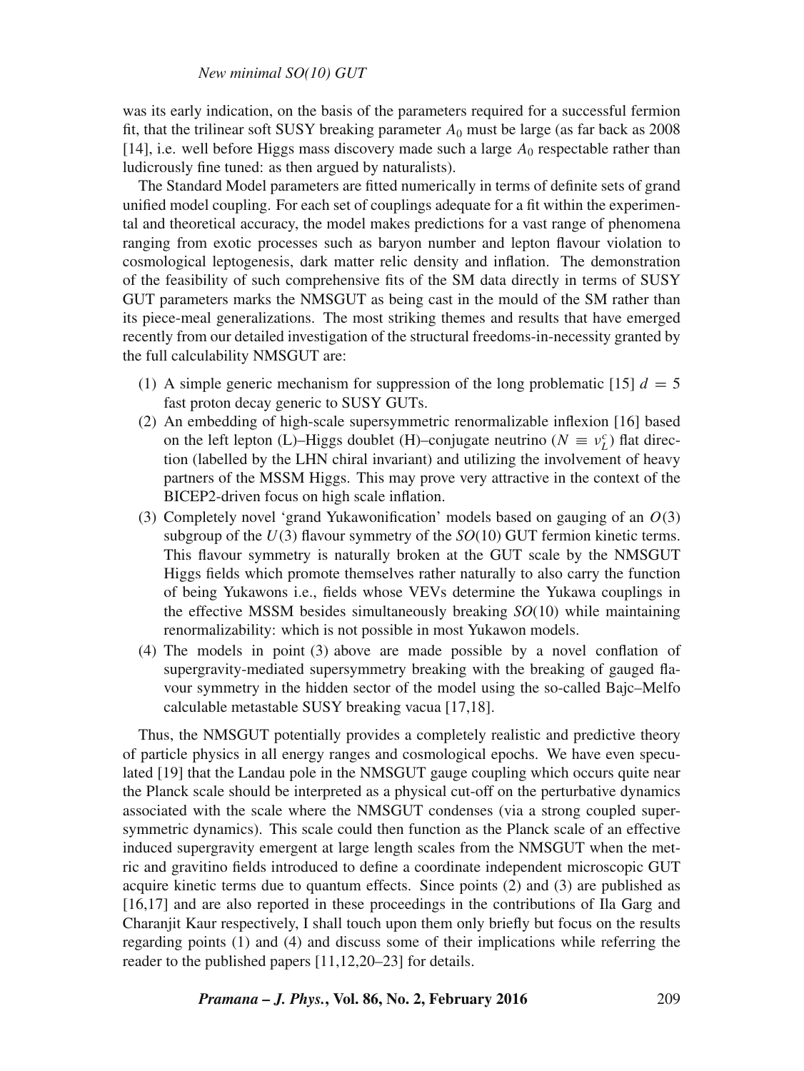was its early indication, on the basis of the parameters required for a successful fermion fit, that the trilinear soft SUSY breaking parameter $A_0$ must be large (as far back as 2008 [14], i.e. well before Higgs mass discovery made such a large $A_0$ respectable rather than ludicrously fine tuned: as then argued by naturalists).

The Standard Model parameters are fitted numerically in terms of definite sets of grand unified model coupling. For each set of couplings adequate for a fit within the experimental and theoretical accuracy, the model makes predictions for a vast range of phenomena ranging from exotic processes such as baryon number and lepton flavour violation to cosmological leptogenesis, dark matter relic density and inflation. The demonstration of the feasibility of such comprehensive fits of the SM data directly in terms of SUSY GUT parameters marks the NMSGUT as being cast in the mould of the SM rather than its piece-meal generalizations. The most striking themes and results that have emerged recently from our detailed investigation of the structural freedoms-in-necessity granted by the full calculability NMSGUT are:

(1) A simple generic mechanism for suppression of the long problematic [15] $d = 5$ fast proton decay generic to SUSY GUTs.
(2) An embedding of high-scale supersymmetric renormalizable inflexion [16] based on the left lepton (L)–Higgs doublet (H)–conjugate neutrino ($N \equiv \nu_L^c$) flat direction (labelled by the LHN chiral invariant) and utilizing the involvement of heavy partners of the MSSM Higgs. This may prove very attractive in the context of the BICEP2-driven focus on high scale inflation.
(3) Completely novel 'grand Yukawonification' models based on gauging of an $O(3)$ subgroup of the $U(3)$ flavour symmetry of the $SO(10)$ GUT fermion kinetic terms. This flavour symmetry is naturally broken at the GUT scale by the NMSGUT Higgs fields which promote themselves rather naturally to also carry the function of being Yukawons i.e., fields whose VEVs determine the Yukawa couplings in the effective MSSM besides simultaneously breaking $SO(10)$ while maintaining renormalizability: which is not possible in most Yukawon models.
(4) The models in point (3) above are made possible by a novel conflation of supergravity-mediated supersymmetry breaking with the breaking of gauged flavour symmetry in the hidden sector of the model using the so-called Bajc–Melfo calculable metastable SUSY breaking vacua [17,18].

Thus, the NMSGUT potentially provides a completely realistic and predictive theory of particle physics in all energy ranges and cosmological epochs. We have even speculated [19] that the Landau pole in the NMSGUT gauge coupling which occurs quite near the Planck scale should be interpreted as a physical cut-off on the perturbative dynamics associated with the scale where the NMSGUT condenses (via a strong coupled supersymmetric dynamics). This scale could then function as the Planck scale of an effective induced supergravity emergent at large length scales from the NMSGUT when the metric and gravitino fields introduced to define a coordinate independent microscopic GUT acquire kinetic terms due to quantum effects. Since points (2) and (3) are published as [16,17] and are also reported in these proceedings in the contributions of Ila Garg and Charanjit Kaur respectively, I shall touch upon them only briefly but focus on the results regarding points (1) and (4) and discuss some of their implications while referring the reader to the published papers [11,12,20–23] for details.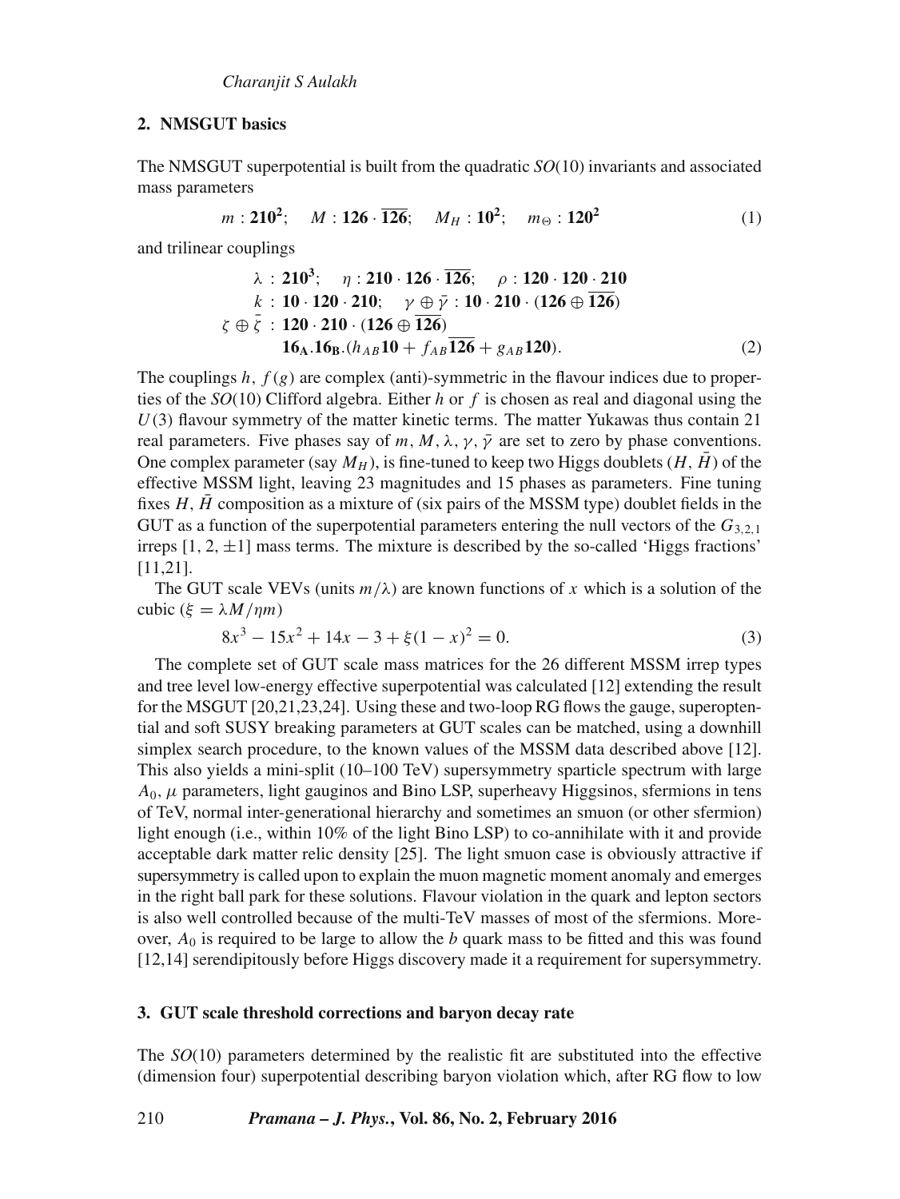## 2. NMSGUT basics

The NMSGUT superpotential is built from the quadratic $SO(10)$ invariants and associated mass parameters

$$m : \mathbf{210^2}; \quad M : \mathbf{126} \cdot \overline{\mathbf{126}}; \quad M_H : \mathbf{10^2}; \quad m_\Theta : \mathbf{120^2} \tag{1}$$

and trilinear couplings

$$\begin{aligned} \lambda &: \mathbf{210^3}; \quad \eta : \mathbf{210} \cdot \mathbf{126} \cdot \overline{\mathbf{126}}; \quad \rho : \mathbf{120} \cdot \mathbf{120} \cdot \mathbf{210} \\ k &: \mathbf{10} \cdot \mathbf{120} \cdot \mathbf{210}; \quad \gamma \oplus \bar{\gamma} : \mathbf{10} \cdot \mathbf{210} \cdot (\mathbf{126} \oplus \overline{\mathbf{126}}) \\ \zeta \oplus \bar{\zeta} &: \mathbf{120} \cdot \mathbf{210} \cdot (\mathbf{126} \oplus \overline{\mathbf{126}}) \\ &\mathbf{16_A}.\mathbf{16_B}.(h_{AB}\mathbf{10} + f_{AB}\overline{\mathbf{126}} + g_{AB}\mathbf{120}). \end{aligned} \tag{2}$$

The couplings $h$, $f(g)$ are complex (anti)-symmetric in the flavour indices due to properties of the $SO(10)$ Clifford algebra. Either $h$ or $f$ is chosen as real and diagonal using the $U(3)$ flavour symmetry of the matter kinetic terms. The matter Yukawas thus contain 21 real parameters. Five phases say of $m, M, \lambda, \gamma, \bar{\gamma}$ are set to zero by phase conventions. One complex parameter (say $M_H$), is fine-tuned to keep two Higgs doublets $(H, \bar{H})$ of the effective MSSM light, leaving 23 magnitudes and 15 phases as parameters. Fine tuning fixes $H, \bar{H}$ composition as a mixture of (six pairs of the MSSM type) doublet fields in the GUT as a function of the superpotential parameters entering the null vectors of the $G_{3,2,1}$ irreps $[1, 2, \pm 1]$ mass terms. The mixture is described by the so-called 'Higgs fractions' [11,21].

The GUT scale VEVs (units $m/\lambda$) are known functions of $x$ which is a solution of the cubic ($\xi = \lambda M/\eta m$)

$$8x^3 - 15x^2 + 14x - 3 + \xi(1-x)^2 = 0. \tag{3}$$

The complete set of GUT scale mass matrices for the 26 different MSSM irrep types and tree level low-energy effective superpotential was calculated [12] extending the result for the MSGUT [20,21,23,24]. Using these and two-loop RG flows the gauge, superoptential and soft SUSY breaking parameters at GUT scales can be matched, using a downhill simplex search procedure, to the known values of the MSSM data described above [12]. This also yields a mini-split (10–100 TeV) supersymmetry sparticle spectrum with large $A_0$, $\mu$ parameters, light gauginos and Bino LSP, superheavy Higgsinos, sfermions in tens of TeV, normal inter-generational hierarchy and sometimes an smuon (or other sfermion) light enough (i.e., within 10% of the light Bino LSP) to co-annihilate with it and provide acceptable dark matter relic density [25]. The light smuon case is obviously attractive if supersymmetry is called upon to explain the muon magnetic moment anomaly and emerges in the right ball park for these solutions. Flavour violation in the quark and lepton sectors is also well controlled because of the multi-TeV masses of most of the sfermions. Moreover, $A_0$ is required to be large to allow the $b$ quark mass to be fitted and this was found [12,14] serendipitously before Higgs discovery made it a requirement for supersymmetry.

## 3. GUT scale threshold corrections and baryon decay rate

The $SO(10)$ parameters determined by the realistic fit are substituted into the effective (dimension four) superpotential describing baryon violation which, after RG flow to low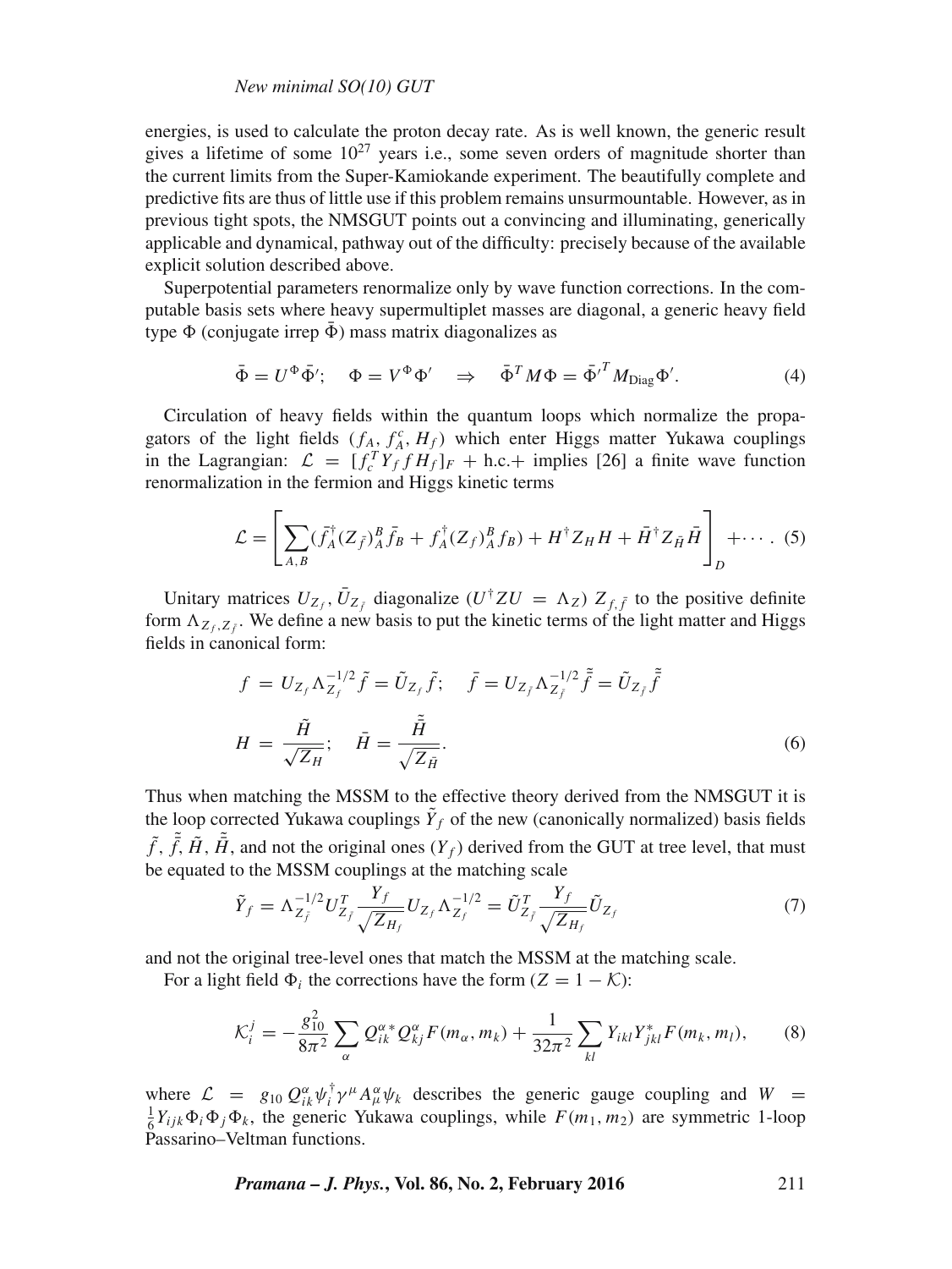energies, is used to calculate the proton decay rate. As is well known, the generic result gives a lifetime of some $10^{27}$ years i.e., some seven orders of magnitude shorter than the current limits from the Super-Kamiokande experiment. The beautifully complete and predictive fits are thus of little use if this problem remains unsurmountable. However, as in previous tight spots, the NMSGUT points out a convincing and illuminating, generically applicable and dynamical, pathway out of the difficulty: precisely because of the available explicit solution described above.

Superpotential parameters renormalize only by wave function corrections. In the computable basis sets where heavy supermultiplet masses are diagonal, a generic heavy field type $\Phi$ (conjugate irrep $\bar{\Phi}$) mass matrix diagonalizes as

$$\bar{\Phi} = U^{\Phi}\bar{\Phi}'; \quad \Phi = V^{\Phi}\Phi' \quad \Rightarrow \quad \bar{\Phi}^T M \Phi = \bar{\Phi}'^T M_{\text{Diag}} \Phi'. \tag{4}$$

Circulation of heavy fields within the quantum loops which normalize the propagators of the light fields $(f_A, f_A^c, H_f)$ which enter Higgs matter Yukawa couplings in the Lagrangian: $\mathcal{L} = [f_c^T Y_f f H_f]_F$ + h.c.+ implies [26] a finite wave function renormalization in the fermion and Higgs kinetic terms

$$\mathcal{L} = \left[\sum_{A,B} (\bar{f}_A^\dagger (Z_{\bar{f}})_A^B \bar{f}_B + f_A^\dagger (Z_f)_A^B f_B) + H^\dagger Z_H H + \bar{H}^\dagger Z_{\bar{H}} \bar{H}\right]_D + \cdots. \tag{5}$$

Unitary matrices $U_{Z_f}, \bar{U}_{Z_{\bar{f}}}$ diagonalize $(U^\dagger Z U = \Lambda_Z)$ $Z_{f,\bar{f}}$ to the positive definite form $\Lambda_{Z_f, Z_{\bar{f}}}$. We define a new basis to put the kinetic terms of the light matter and Higgs fields in canonical form:

$$\begin{aligned}
f &= U_{Z_f} \Lambda_{Z_f}^{-1/2} \tilde{f} = \tilde{U}_{Z_f} \tilde{f}; \quad \bar{f} = U_{Z_{\bar{f}}} \Lambda_{Z_{\bar{f}}}^{-1/2} \tilde{\bar{f}} = \tilde{U}_{Z_{\bar{f}}} \tilde{\bar{f}} \\
H &= \frac{\tilde{H}}{\sqrt{Z_H}}; \quad \bar{H} = \frac{\tilde{\bar{H}}}{\sqrt{Z_{\bar{H}}}}.
\end{aligned} \tag{6}$$

Thus when matching the MSSM to the effective theory derived from the NMSGUT it is the loop corrected Yukawa couplings $\tilde{Y}_f$ of the new (canonically normalized) basis fields $\tilde{f}$, $\tilde{\bar{f}}$, $\tilde{H}$, $\tilde{\bar{H}}$, and not the original ones $(Y_f)$ derived from the GUT at tree level, that must be equated to the MSSM couplings at the matching scale

$$\tilde{Y}_f = \Lambda_{Z_{\bar{f}}}^{-1/2} U_{Z_{\bar{f}}}^T \frac{Y_f}{\sqrt{Z_{H_f}}} U_{Z_f} \Lambda_{Z_f}^{-1/2} = \tilde{U}_{Z_{\bar{f}}}^T \frac{Y_f}{\sqrt{Z_{H_f}}} \tilde{U}_{Z_f} \tag{7}$$

and not the original tree-level ones that match the MSSM at the matching scale.

For a light field $\Phi_i$ the corrections have the form $(Z = 1 - \mathcal{K})$:

$$\mathcal{K}_i^j = -\frac{g_{10}^2}{8\pi^2} \sum_\alpha Q_{ik}^{\alpha *} Q_{kj}^\alpha F(m_\alpha, m_k) + \frac{1}{32\pi^2} \sum_{kl} Y_{ikl} Y_{jkl}^* F(m_k, m_l), \tag{8}$$

where $\mathcal{L} = g_{10} Q_{ik}^\alpha \psi_i^\dagger \gamma^\mu A_\mu^\alpha \psi_k$ describes the generic gauge coupling and $W = \frac{1}{6} Y_{ijk} \Phi_i \Phi_j \Phi_k$, the generic Yukawa couplings, while $F(m_1, m_2)$ are symmetric 1-loop Passarino–Veltman functions.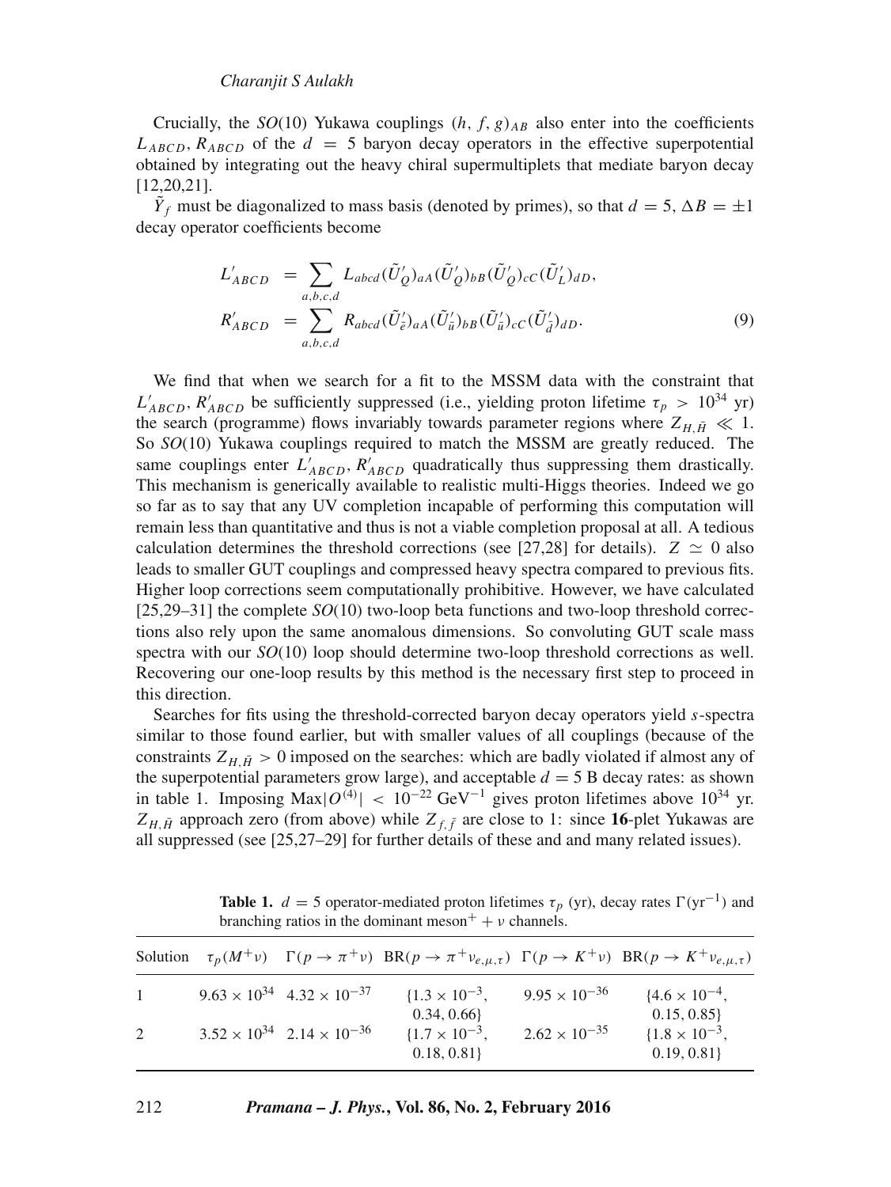Crucially, the $SO(10)$ Yukawa couplings $(h, f, g)_{AB}$ also enter into the coefficients $L_{ABCD}, R_{ABCD}$ of the $d = 5$ baryon decay operators in the effective superpotential obtained by integrating out the heavy chiral supermultiplets that mediate baryon decay [12,20,21].

$\tilde{Y}_f$ must be diagonalized to mass basis (denoted by primes), so that $d = 5$, $\Delta B = \pm 1$ decay operator coefficients become

$$
\begin{aligned}
L'_{ABCD} &= \sum_{a,b,c,d} L_{abcd}(\tilde{U}'_Q)_{aA}(\tilde{U}'_Q)_{bB}(\tilde{U}'_Q)_{cC}(\tilde{U}'_L)_{dD}, \\
R'_{ABCD} &= \sum_{a,b,c,d} R_{abcd}(\tilde{U}'_{\bar{e}})_{aA}(\tilde{U}'_{\bar{u}})_{bB}(\tilde{U}'_{\bar{u}})_{cC}(\tilde{U}'_{\bar{d}})_{dD}.
\end{aligned} \tag{9}
$$

We find that when we search for a fit to the MSSM data with the constraint that $L'_{ABCD}, R'_{ABCD}$ be sufficiently suppressed (i.e., yielding proton lifetime $\tau_p > 10^{34}$ yr) the search (programme) flows invariably towards parameter regions where $Z_{H,\bar{H}} \ll 1$. So $SO(10)$ Yukawa couplings required to match the MSSM are greatly reduced. The same couplings enter $L'_{ABCD}, R'_{ABCD}$ quadratically thus suppressing them drastically. This mechanism is generically available to realistic multi-Higgs theories. Indeed we go so far as to say that any UV completion incapable of performing this computation will remain less than quantitative and thus is not a viable completion proposal at all. A tedious calculation determines the threshold corrections (see [27,28] for details). $Z \simeq 0$ also leads to smaller GUT couplings and compressed heavy spectra compared to previous fits. Higher loop corrections seem computationally prohibitive. However, we have calculated [25,29–31] the complete $SO(10)$ two-loop beta functions and two-loop threshold corrections also rely upon the same anomalous dimensions. So convoluting GUT scale mass spectra with our $SO(10)$ loop should determine two-loop threshold corrections as well. Recovering our one-loop results by this method is the necessary first step to proceed in this direction.

Searches for fits using the threshold-corrected baryon decay operators yield $s$-spectra similar to those found earlier, but with smaller values of all couplings (because of the constraints $Z_{H,\bar{H}} > 0$ imposed on the searches: which are badly violated if almost any of the superpotential parameters grow large), and acceptable $d = 5$ B decay rates: as shown in table 1. Imposing $\text{Max}|O^{(4)}| < 10^{-22}\,\text{GeV}^{-1}$ gives proton lifetimes above $10^{34}$ yr. $Z_{H,\bar{H}}$ approach zero (from above) while $Z_{f,\bar{f}}$ are close to 1: since **16**-plet Yukawas are all suppressed (see [25,27–29] for further details of these and and many related issues).

**Table 1.** $d = 5$ operator-mediated proton lifetimes $\tau_p$ (yr), decay rates $\Gamma(\text{yr}^{-1})$ and branching ratios in the dominant meson$^+ + \nu$ channels.

| Solution | $\tau_p(M^+\nu)$ | $\Gamma(p \to \pi^+\nu)$ | $\text{BR}(p \to \pi^+\nu_{e,\mu,\tau})$ | $\Gamma(p \to K^+\nu)$ | $\text{BR}(p \to K^+\nu_{e,\mu,\tau})$ |
|---|---|---|---|---|---|
| 1 | $9.63 \times 10^{34}$ | $4.32 \times 10^{-37}$ | $\{1.3 \times 10^{-3}, 0.34, 0.66\}$ | $9.95 \times 10^{-36}$ | $\{4.6 \times 10^{-4}, 0.15, 0.85\}$ |
| 2 | $3.52 \times 10^{34}$ | $2.14 \times 10^{-36}$ | $\{1.7 \times 10^{-3}, 0.18, 0.81\}$ | $2.62 \times 10^{-35}$ | $\{1.8 \times 10^{-3}, 0.19, 0.81\}$ |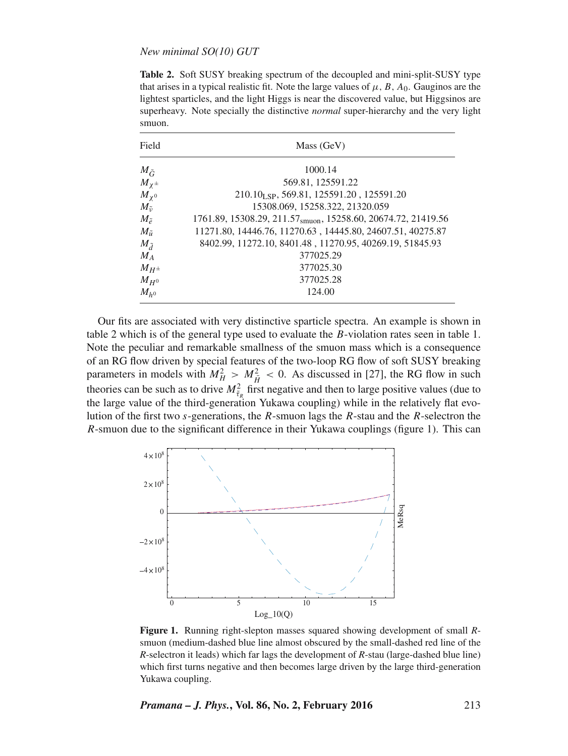**Table 2.** Soft SUSY breaking spectrum of the decoupled and mini-split-SUSY type that arises in a typical realistic fit. Note the large values of $\mu$, $B$, $A_0$. Gauginos are the lightest sparticles, and the light Higgs is near the discovered value, but Higgsinos are superheavy. Note specially the distinctive *normal* super-hierarchy and the very light smuon.

| Field | Mass (GeV) |
|---|---|
| $M_{\tilde{G}}$ | 1000.14 |
| $M_{\chi^\pm}$ | 569.81, 125591.22 |
| $M_{\chi^0}$ | $210.10_{\text{LSP}}$, 569.81, 125591.20 , 125591.20 |
| $M_{\tilde{\nu}}$ | 15308.069, 15258.322, 21320.059 |
| $M_{\tilde{e}}$ | 1761.89, 15308.29, $211.57_{\text{smuon}}$, 15258.60, 20674.72, 21419.56 |
| $M_{\tilde{u}}$ | 11271.80, 14446.76, 11270.63 , 14445.80, 24607.51, 40275.87 |
| $M_{\tilde{d}}$ | 8402.99, 11272.10, 8401.48 , 11270.95, 40269.19, 51845.93 |
| $M_A$ | 377025.29 |
| $M_{H^\pm}$ | 377025.30 |
| $M_{H^0}$ | 377025.28 |
| $M_{h^0}$ | 124.00 |

Our fits are associated with very distinctive sparticle spectra. An example is shown in table 2 which is of the general type used to evaluate the $B$-violation rates seen in table 1. Note the peculiar and remarkable smallness of the smuon mass which is a consequence of an RG flow driven by special features of the two-loop RG flow of soft SUSY breaking parameters in models with $M_H^2 > M_{\bar{H}}^2 < 0$. As discussed in [27], the RG flow in such theories can be such as to drive $M_{\tilde{\tau}_R}^2$ first negative and then to large positive values (due to the large value of the third-generation Yukawa coupling) while in the relatively flat evolution of the first two $s$-generations, the $R$-smuon lags the $R$-stau and the $R$-selectron the $R$-smuon due to the significant difference in their Yukawa couplings (figure 1). This can

**Figure 1.** Running right-slepton masses squared showing development of small $R$-smuon (medium-dashed blue line almost obscured by the small-dashed red line of the $R$-selectron it leads) which far lags the development of $R$-stau (large-dashed blue line) which first turns negative and then becomes large driven by the large third-generation Yukawa coupling.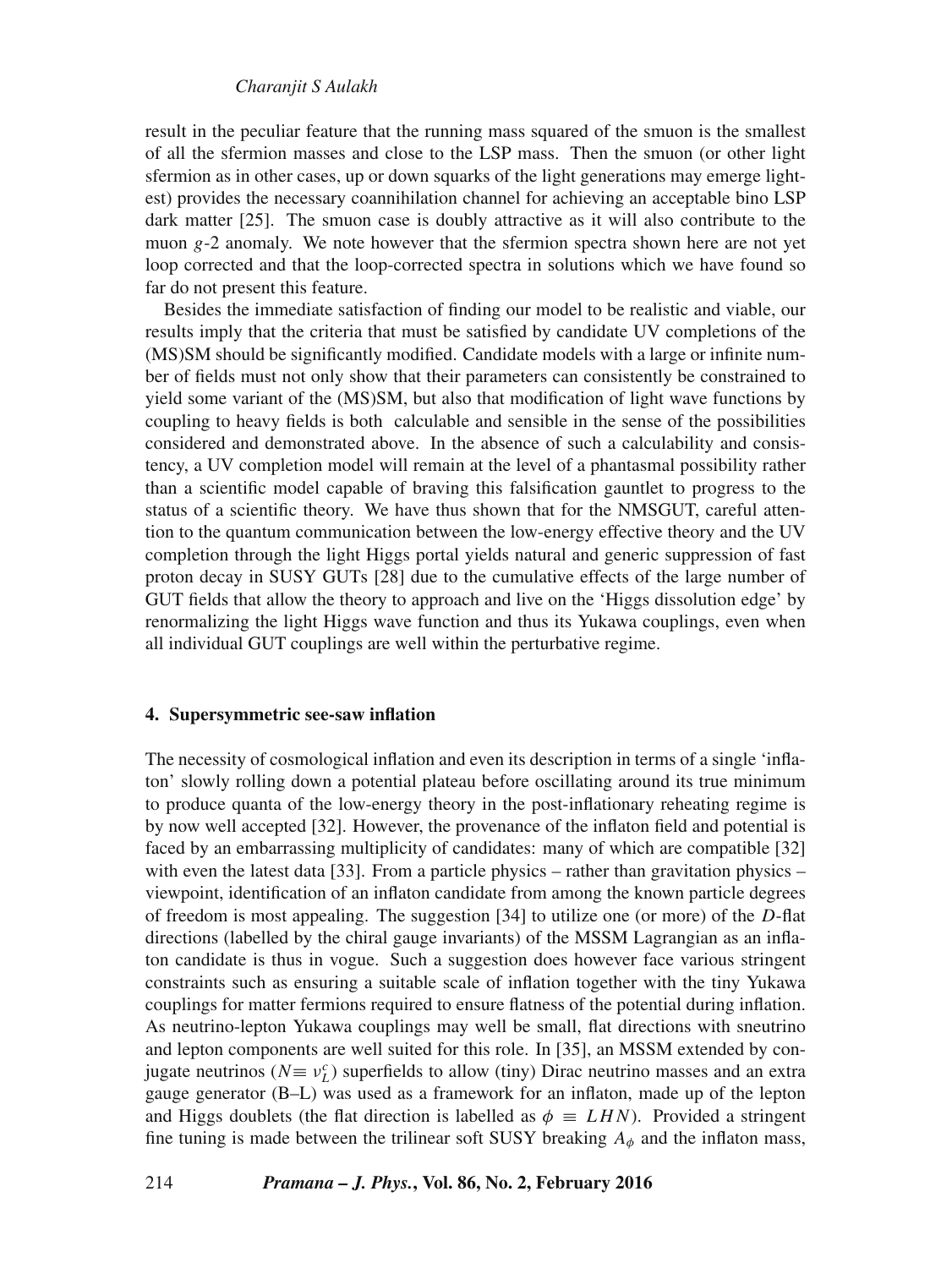result in the peculiar feature that the running mass squared of the smuon is the smallest of all the sfermion masses and close to the LSP mass. Then the smuon (or other light sfermion as in other cases, up or down squarks of the light generations may emerge lightest) provides the necessary coannihilation channel for achieving an acceptable bino LSP dark matter [25]. The smuon case is doubly attractive as it will also contribute to the muon $g$-2 anomaly. We note however that the sfermion spectra shown here are not yet loop corrected and that the loop-corrected spectra in solutions which we have found so far do not present this feature.

Besides the immediate satisfaction of finding our model to be realistic and viable, our results imply that the criteria that must be satisfied by candidate UV completions of the (MS)SM should be significantly modified. Candidate models with a large or infinite number of fields must not only show that their parameters can consistently be constrained to yield some variant of the (MS)SM, but also that modification of light wave functions by coupling to heavy fields is both calculable and sensible in the sense of the possibilities considered and demonstrated above. In the absence of such a calculability and consistency, a UV completion model will remain at the level of a phantasmal possibility rather than a scientific model capable of braving this falsification gauntlet to progress to the status of a scientific theory. We have thus shown that for the NMSGUT, careful attention to the quantum communication between the low-energy effective theory and the UV completion through the light Higgs portal yields natural and generic suppression of fast proton decay in SUSY GUTs [28] due to the cumulative effects of the large number of GUT fields that allow the theory to approach and live on the 'Higgs dissolution edge' by renormalizing the light Higgs wave function and thus its Yukawa couplings, even when all individual GUT couplings are well within the perturbative regime.

## 4. Supersymmetric see-saw inflation

The necessity of cosmological inflation and even its description in terms of a single 'inflaton' slowly rolling down a potential plateau before oscillating around its true minimum to produce quanta of the low-energy theory in the post-inflationary reheating regime is by now well accepted [32]. However, the provenance of the inflaton field and potential is faced by an embarrassing multiplicity of candidates: many of which are compatible [32] with even the latest data [33]. From a particle physics – rather than gravitation physics – viewpoint, identification of an inflaton candidate from among the known particle degrees of freedom is most appealing. The suggestion [34] to utilize one (or more) of the $D$-flat directions (labelled by the chiral gauge invariants) of the MSSM Lagrangian as an inflaton candidate is thus in vogue. Such a suggestion does however face various stringent constraints such as ensuring a suitable scale of inflation together with the tiny Yukawa couplings for matter fermions required to ensure flatness of the potential during inflation. As neutrino-lepton Yukawa couplings may well be small, flat directions with sneutrino and lepton components are well suited for this role. In [35], an MSSM extended by conjugate neutrinos ($N \equiv \nu_L^c$) superfields to allow (tiny) Dirac neutrino masses and an extra gauge generator (B–L) was used as a framework for an inflaton, made up of the lepton and Higgs doublets (the flat direction is labelled as $\phi \equiv LHN$). Provided a stringent fine tuning is made between the trilinear soft SUSY breaking $A_\phi$ and the inflaton mass,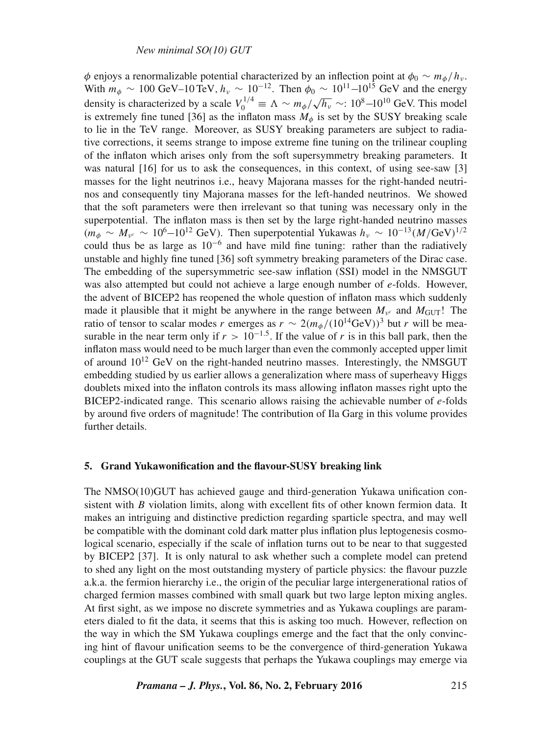$\phi$ enjoys a renormalizable potential characterized by an inflection point at $\phi_0 \sim m_\phi/h_\nu$. With $m_\phi \sim 100$ GeV–10 TeV, $h_\nu \sim 10^{-12}$. Then $\phi_0 \sim 10^{11}$–$10^{15}$ GeV and the energy density is characterized by a scale $V_0^{1/4} \equiv \Lambda \sim m_\phi/\sqrt{h_\nu} \sim$: $10^8$–$10^{10}$ GeV. This model is extremely fine tuned [36] as the inflaton mass $M_\phi$ is set by the SUSY breaking scale to lie in the TeV range. Moreover, as SUSY breaking parameters are subject to radiative corrections, it seems strange to impose extreme fine tuning on the trilinear coupling of the inflaton which arises only from the soft supersymmetry breaking parameters. It was natural [16] for us to ask the consequences, in this context, of using see-saw [3] masses for the light neutrinos i.e., heavy Majorana masses for the right-handed neutrinos and consequently tiny Majorana masses for the left-handed neutrinos. We showed that the soft parameters were then irrelevant so that tuning was necessary only in the superpotential. The inflaton mass is then set by the large right-handed neutrino masses ($m_\phi \sim M_{\nu^c} \sim 10^6$–$10^{12}$ GeV). Then superpotential Yukawas $h_\nu \sim 10^{-13}(M/\text{GeV})^{1/2}$ could thus be as large as $10^{-6}$ and have mild fine tuning: rather than the radiatively unstable and highly fine tuned [36] soft symmetry breaking parameters of the Dirac case. The embedding of the supersymmetric see-saw inflation (SSI) model in the NMSGUT was also attempted but could not achieve a large enough number of $e$-folds. However, the advent of BICEP2 has reopened the whole question of inflaton mass which suddenly made it plausible that it might be anywhere in the range between $M_{\nu^c}$ and $M_{\text{GUT}}$! The ratio of tensor to scalar modes $r$ emerges as $r \sim 2(m_\phi/(10^{14}\text{GeV}))^3$ but $r$ will be measurable in the near term only if $r > 10^{-1.5}$. If the value of $r$ is in this ball park, then the inflaton mass would need to be much larger than even the commonly accepted upper limit of around $10^{12}$ GeV on the right-handed neutrino masses. Interestingly, the NMSGUT embedding studied by us earlier allows a generalization where mass of superheavy Higgs doublets mixed into the inflaton controls its mass allowing inflaton masses right upto the BICEP2-indicated range. This scenario allows raising the achievable number of $e$-folds by around five orders of magnitude! The contribution of Ila Garg in this volume provides further details.

## 5. Grand Yukawonification and the flavour-SUSY breaking link

The NMSO(10)GUT has achieved gauge and third-generation Yukawa unification consistent with $B$ violation limits, along with excellent fits of other known fermion data. It makes an intriguing and distinctive prediction regarding sparticle spectra, and may well be compatible with the dominant cold dark matter plus inflation plus leptogenesis cosmological scenario, especially if the scale of inflation turns out to be near to that suggested by BICEP2 [37]. It is only natural to ask whether such a complete model can pretend to shed any light on the most outstanding mystery of particle physics: the flavour puzzle a.k.a. the fermion hierarchy i.e., the origin of the peculiar large intergenerational ratios of charged fermion masses combined with small quark but two large lepton mixing angles. At first sight, as we impose no discrete symmetries and as Yukawa couplings are parameters dialed to fit the data, it seems that this is asking too much. However, reflection on the way in which the SM Yukawa couplings emerge and the fact that the only convincing hint of flavour unification seems to be the convergence of third-generation Yukawa couplings at the GUT scale suggests that perhaps the Yukawa couplings may emerge via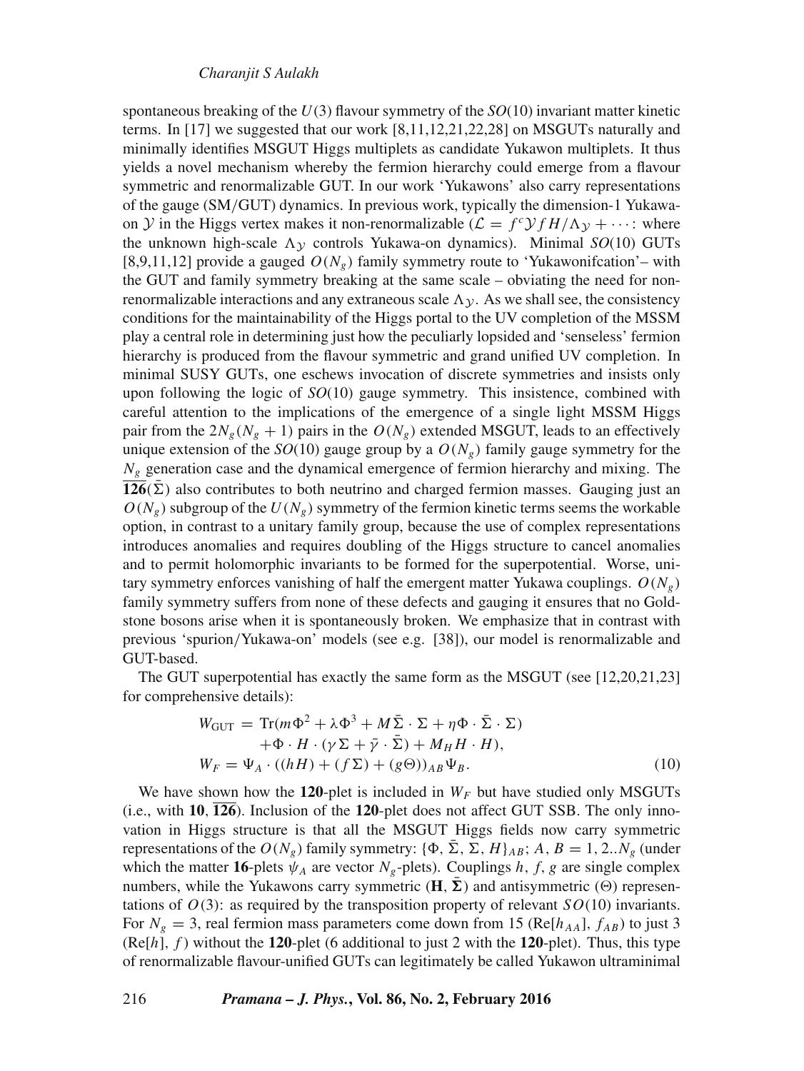spontaneous breaking of the $U(3)$ flavour symmetry of the $SO(10)$ invariant matter kinetic terms. In [17] we suggested that our work [8,11,12,21,22,28] on MSGUTs naturally and minimally identifies MSGUT Higgs multiplets as candidate Yukawon multiplets. It thus yields a novel mechanism whereby the fermion hierarchy could emerge from a flavour symmetric and renormalizable GUT. In our work 'Yukawons' also carry representations of the gauge (SM/GUT) dynamics. In previous work, typically the dimension-1 Yukawa-on $\mathcal{Y}$ in the Higgs vertex makes it non-renormalizable ($\mathcal{L} = f^c \mathcal{Y} f H/\Lambda_{\mathcal{Y}} + \cdots$: where the unknown high-scale $\Lambda_{\mathcal{Y}}$ controls Yukawa-on dynamics). Minimal $SO(10)$ GUTs [8,9,11,12] provide a gauged $O(N_g)$ family symmetry route to 'Yukawonifcation'– with the GUT and family symmetry breaking at the same scale – obviating the need for non-renormalizable interactions and any extraneous scale $\Lambda_{\mathcal{Y}}$. As we shall see, the consistency conditions for the maintainability of the Higgs portal to the UV completion of the MSSM play a central role in determining just how the peculiarly lopsided and 'senseless' fermion hierarchy is produced from the flavour symmetric and grand unified UV completion. In minimal SUSY GUTs, one eschews invocation of discrete symmetries and insists only upon following the logic of $SO(10)$ gauge symmetry. This insistence, combined with careful attention to the implications of the emergence of a single light MSSM Higgs pair from the $2N_g(N_g+1)$ pairs in the $O(N_g)$ extended MSGUT, leads to an effectively unique extension of the $SO(10)$ gauge group by a $O(N_g)$ family gauge symmetry for the $N_g$ generation case and the dynamical emergence of fermion hierarchy and mixing. The $\overline{\mathbf{126}}(\bar\Sigma)$ also contributes to both neutrino and charged fermion masses. Gauging just an $O(N_g)$ subgroup of the $U(N_g)$ symmetry of the fermion kinetic terms seems the workable option, in contrast to a unitary family group, because the use of complex representations introduces anomalies and requires doubling of the Higgs structure to cancel anomalies and to permit holomorphic invariants to be formed for the superpotential. Worse, unitary symmetry enforces vanishing of half the emergent matter Yukawa couplings. $O(N_g)$ family symmetry suffers from none of these defects and gauging it ensures that no Goldstone bosons arise when it is spontaneously broken. We emphasize that in contrast with previous 'spurion/Yukawa-on' models (see e.g. [38]), our model is renormalizable and GUT-based.

The GUT superpotential has exactly the same form as the MSGUT (see [12,20,21,23] for comprehensive details):

$$
\begin{aligned}
W_{\rm GUT} &= {\rm Tr}(m\Phi^2 + \lambda\Phi^3 + M\bar\Sigma\cdot\Sigma + \eta\Phi\cdot\bar\Sigma\cdot\Sigma) \\
&\quad + \Phi\cdot H\cdot(\gamma\Sigma + \bar\gamma\cdot\bar\Sigma) + M_H H\cdot H), \\
W_F &= \Psi_A\cdot((hH) + (f\Sigma) + (g\Theta))_{AB}\Psi_B. 
\end{aligned} \tag{10}
$$

We have shown how the **120**-plet is included in $W_F$ but have studied only MSGUTs (i.e., with **10**, $\overline{\mathbf{126}}$). Inclusion of the **120**-plet does not affect GUT SSB. The only innovation in Higgs structure is that all the MSGUT Higgs fields now carry symmetric representations of the $O(N_g)$ family symmetry: $\{\Phi, \bar\Sigma, \Sigma, H\}_{AB}$; $A, B = 1, 2..N_g$ (under which the matter **16**-plets $\psi_A$ are vector $N_g$-plets). Couplings $h$, $f$, $g$ are single complex numbers, while the Yukawons carry symmetric ($\mathbf{H}$, $\bar{\mathbf{\Sigma}}$) and antisymmetric ($\Theta$) representations of $O(3)$: as required by the transposition property of relevant $SO(10)$ invariants. For $N_g = 3$, real fermion mass parameters come down from 15 (Re[$h_{AA}$], $f_{AB}$) to just 3 (Re[$h$], $f$) without the **120**-plet (6 additional to just 2 with the **120**-plet). Thus, this type of renormalizable flavour-unified GUTs can legitimately be called Yukawon ultraminimal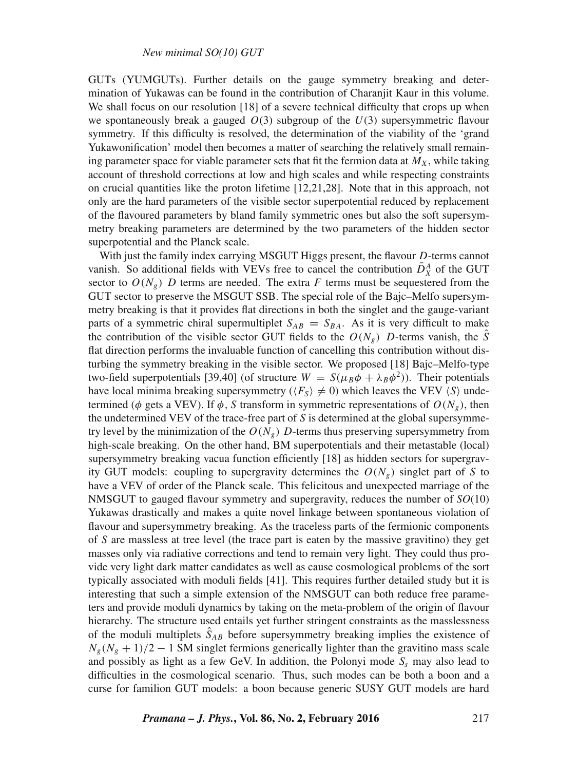GUTs (YUMGUTs). Further details on the gauge symmetry breaking and determination of Yukawas can be found in the contribution of Charanjit Kaur in this volume. We shall focus on our resolution [18] of a severe technical difficulty that crops up when we spontaneously break a gauged $O(3)$ subgroup of the $U(3)$ supersymmetric flavour symmetry. If this difficulty is resolved, the determination of the viability of the 'grand Yukawonification' model then becomes a matter of searching the relatively small remaining parameter space for viable parameter sets that fit the fermion data at $M_X$, while taking account of threshold corrections at low and high scales and while respecting constraints on crucial quantities like the proton lifetime [12,21,28]. Note that in this approach, not only are the hard parameters of the visible sector superpotential reduced by replacement of the flavoured parameters by bland family symmetric ones but also the soft supersymmetry breaking parameters are determined by the two parameters of the hidden sector superpotential and the Planck scale.

With just the family index carrying MSGUT Higgs present, the flavour $D$-terms cannot vanish. So additional fields with VEVs free to cancel the contribution $\bar{D}_X^A$ of the GUT sector to $O(N_g)$ $D$ terms are needed. The extra $F$ terms must be sequestered from the GUT sector to preserve the MSGUT SSB. The special role of the Bajc–Melfo supersymmetry breaking is that it provides flat directions in both the singlet and the gauge-variant parts of a symmetric chiral supermultiplet $S_{AB} = S_{BA}$. As it is very difficult to make the contribution of the visible sector GUT fields to the $O(N_g)$ $D$-terms vanish, the $\hat{S}$ flat direction performs the invaluable function of cancelling this contribution without disturbing the symmetry breaking in the visible sector. We proposed [18] Bajc–Melfo-type two-field superpotentials [39,40] (of structure $W = S(\mu_B\phi + \lambda_B\phi^2)$). Their potentials have local minima breaking supersymmetry ($\langle F_S\rangle \neq 0$) which leaves the VEV $\langle S\rangle$ undetermined ($\phi$ gets a VEV). If $\phi$, $S$ transform in symmetric representations of $O(N_g)$, then the undetermined VEV of the trace-free part of $S$ is determined at the global supersymmetry level by the minimization of the $O(N_g)$ $D$-terms thus preserving supersymmetry from high-scale breaking. On the other hand, BM superpotentials and their metastable (local) supersymmetry breaking vacua function efficiently [18] as hidden sectors for supergravity GUT models: coupling to supergravity determines the $O(N_g)$ singlet part of $S$ to have a VEV of order of the Planck scale. This felicitous and unexpected marriage of the NMSGUT to gauged flavour symmetry and supergravity, reduces the number of $SO(10)$ Yukawas drastically and makes a quite novel linkage between spontaneous violation of flavour and supersymmetry breaking. As the traceless parts of the fermionic components of $S$ are massless at tree level (the trace part is eaten by the massive gravitino) they get masses only via radiative corrections and tend to remain very light. They could thus provide very light dark matter candidates as well as cause cosmological problems of the sort typically associated with moduli fields [41]. This requires further detailed study but it is interesting that such a simple extension of the NMSGUT can both reduce free parameters and provide moduli dynamics by taking on the meta-problem of the origin of flavour hierarchy. The structure used entails yet further stringent constraints as the masslessness of the moduli multiplets $\hat{S}_{AB}$ before supersymmetry breaking implies the existence of $N_g(N_g + 1)/2 - 1$ SM singlet fermions generically lighter than the gravitino mass scale and possibly as light as a few GeV. In addition, the Polonyi mode $S_s$ may also lead to difficulties in the cosmological scenario. Thus, such modes can be both a boon and a curse for familion GUT models: a boon because generic SUSY GUT models are hard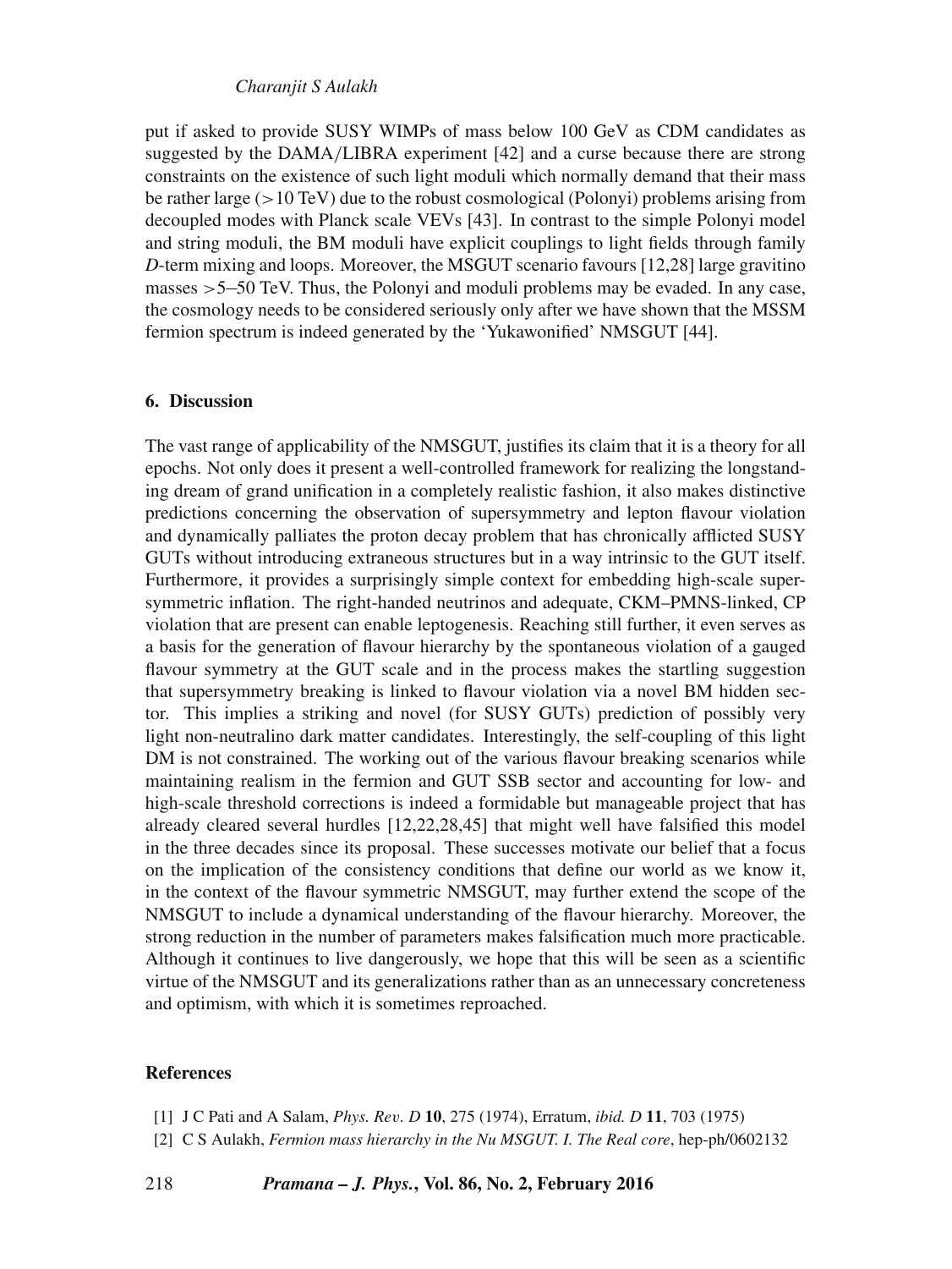put if asked to provide SUSY WIMPs of mass below 100 GeV as CDM candidates as suggested by the DAMA/LIBRA experiment [42] and a curse because there are strong constraints on the existence of such light moduli which normally demand that their mass be rather large ($>10$ TeV) due to the robust cosmological (Polonyi) problems arising from decoupled modes with Planck scale VEVs [43]. In contrast to the simple Polonyi model and string moduli, the BM moduli have explicit couplings to light fields through family $D$-term mixing and loops. Moreover, the MSGUT scenario favours [12,28] large gravitino masses $>5$–50 TeV. Thus, the Polonyi and moduli problems may be evaded. In any case, the cosmology needs to be considered seriously only after we have shown that the MSSM fermion spectrum is indeed generated by the 'Yukawonified' NMSGUT [44].

## 6. Discussion

The vast range of applicability of the NMSGUT, justifies its claim that it is a theory for all epochs. Not only does it present a well-controlled framework for realizing the longstanding dream of grand unification in a completely realistic fashion, it also makes distinctive predictions concerning the observation of supersymmetry and lepton flavour violation and dynamically palliates the proton decay problem that has chronically afflicted SUSY GUTs without introducing extraneous structures but in a way intrinsic to the GUT itself. Furthermore, it provides a surprisingly simple context for embedding high-scale supersymmetric inflation. The right-handed neutrinos and adequate, CKM–PMNS-linked, CP violation that are present can enable leptogenesis. Reaching still further, it even serves as a basis for the generation of flavour hierarchy by the spontaneous violation of a gauged flavour symmetry at the GUT scale and in the process makes the startling suggestion that supersymmetry breaking is linked to flavour violation via a novel BM hidden sector. This implies a striking and novel (for SUSY GUTs) prediction of possibly very light non-neutralino dark matter candidates. Interestingly, the self-coupling of this light DM is not constrained. The working out of the various flavour breaking scenarios while maintaining realism in the fermion and GUT SSB sector and accounting for low- and high-scale threshold corrections is indeed a formidable but manageable project that has already cleared several hurdles [12,22,28,45] that might well have falsified this model in the three decades since its proposal. These successes motivate our belief that a focus on the implication of the consistency conditions that define our world as we know it, in the context of the flavour symmetric NMSGUT, may further extend the scope of the NMSGUT to include a dynamical understanding of the flavour hierarchy. Moreover, the strong reduction in the number of parameters makes falsification much more practicable. Although it continues to live dangerously, we hope that this will be seen as a scientific virtue of the NMSGUT and its generalizations rather than as an unnecessary concreteness and optimism, with which it is sometimes reproached.

## References

[1] J C Pati and A Salam, *Phys. Rev. D* **10**, 275 (1974), Erratum, *ibid. D* **11**, 703 (1975)

[2] C S Aulakh, *Fermion mass hierarchy in the Nu MSGUT. I. The Real core*, hep-ph/0602132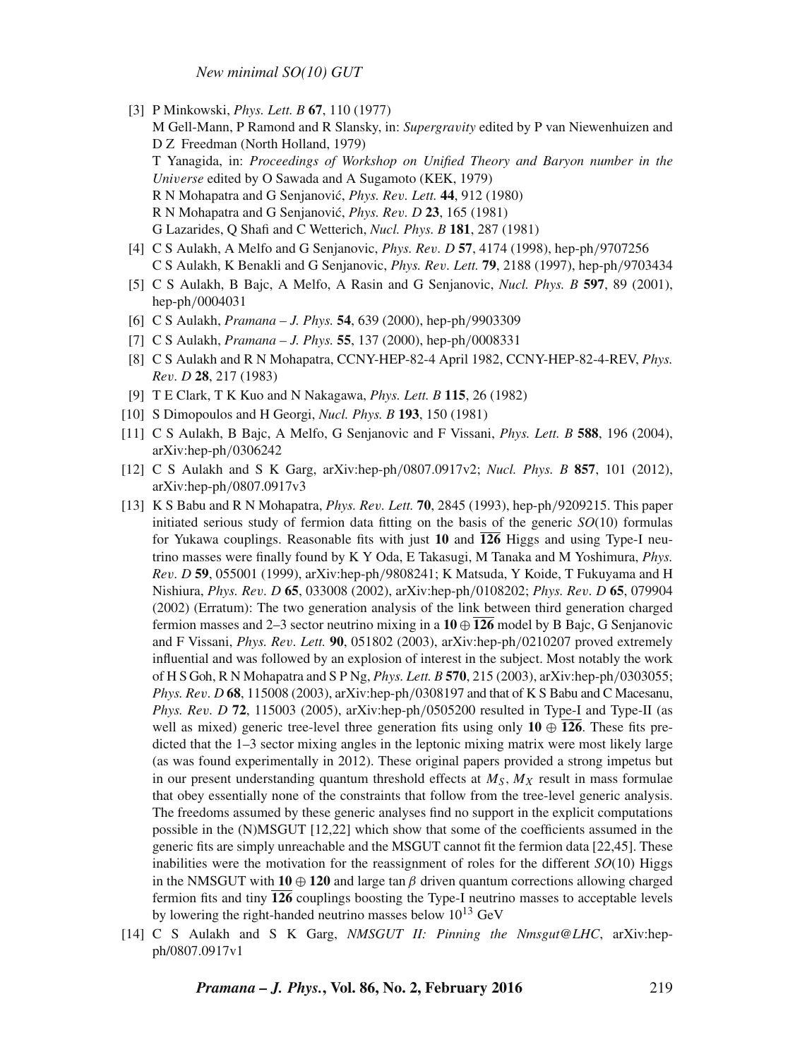[3] P Minkowski, *Phys. Lett. B* **67**, 110 (1977)
M Gell-Mann, P Ramond and R Slansky, in: *Supergravity* edited by P van Niewenhuizen and D Z Freedman (North Holland, 1979)
T Yanagida, in: *Proceedings of Workshop on Unified Theory and Baryon number in the Universe* edited by O Sawada and A Sugamoto (KEK, 1979)
R N Mohapatra and G Senjanović, *Phys. Rev. Lett.* **44**, 912 (1980)
R N Mohapatra and G Senjanović, *Phys. Rev. D* **23**, 165 (1981)
G Lazarides, Q Shafi and C Wetterich, *Nucl. Phys. B* **181**, 287 (1981)

[4] C S Aulakh, A Melfo and G Senjanovic, *Phys. Rev. D* **57**, 4174 (1998), hep-ph/9707256
C S Aulakh, K Benakli and G Senjanovic, *Phys. Rev. Lett.* **79**, 2188 (1997), hep-ph/9703434

[5] C S Aulakh, B Bajc, A Melfo, A Rasin and G Senjanovic, *Nucl. Phys. B* **597**, 89 (2001), hep-ph/0004031

[6] C S Aulakh, *Pramana – J. Phys.* **54**, 639 (2000), hep-ph/9903309

[7] C S Aulakh, *Pramana – J. Phys.* **55**, 137 (2000), hep-ph/0008331

[8] C S Aulakh and R N Mohapatra, CCNY-HEP-82-4 April 1982, CCNY-HEP-82-4-REV, *Phys. Rev. D* **28**, 217 (1983)

[9] T E Clark, T K Kuo and N Nakagawa, *Phys. Lett. B* **115**, 26 (1982)

[10] S Dimopoulos and H Georgi, *Nucl. Phys. B* **193**, 150 (1981)

[11] C S Aulakh, B Bajc, A Melfo, G Senjanovic and F Vissani, *Phys. Lett. B* **588**, 196 (2004), arXiv:hep-ph/0306242

[12] C S Aulakh and S K Garg, arXiv:hep-ph/0807.0917v2; *Nucl. Phys. B* **857**, 101 (2012), arXiv:hep-ph/0807.0917v3

[13] K S Babu and R N Mohapatra, *Phys. Rev. Lett.* **70**, 2845 (1993), hep-ph/9209215. This paper initiated serious study of fermion data fitting on the basis of the generic $SO(10)$ formulas for Yukawa couplings. Reasonable fits with just **10** and $\overline{\mathbf{126}}$ Higgs and using Type-I neutrino masses were finally found by K Y Oda, E Takasugi, M Tanaka and M Yoshimura, *Phys. Rev. D* **59**, 055001 (1999), arXiv:hep-ph/9808241; K Matsuda, Y Koide, T Fukuyama and H Nishiura, *Phys. Rev. D* **65**, 033008 (2002), arXiv:hep-ph/0108202; *Phys. Rev. D* **65**, 079904 (2002) (Erratum): The two generation analysis of the link between third generation charged fermion masses and 2–3 sector neutrino mixing in a $\mathbf{10} \oplus \overline{\mathbf{126}}$ model by B Bajc, G Senjanovic and F Vissani, *Phys. Rev. Lett.* **90**, 051802 (2003), arXiv:hep-ph/0210207 proved extremely influential and was followed by an explosion of interest in the subject. Most notably the work of H S Goh, R N Mohapatra and S P Ng, *Phys. Lett. B* **570**, 215 (2003), arXiv:hep-ph/0303055; *Phys. Rev. D* **68**, 115008 (2003), arXiv:hep-ph/0308197 and that of K S Babu and C Macesanu, *Phys. Rev. D* **72**, 115003 (2005), arXiv:hep-ph/0505200 resulted in Type-I and Type-II (as well as mixed) generic tree-level three generation fits using only $\mathbf{10} \oplus \overline{\mathbf{126}}$. These fits predicted that the 1–3 sector mixing angles in the leptonic mixing matrix were most likely large (as was found experimentally in 2012). These original papers provided a strong impetus but in our present understanding quantum threshold effects at $M_S$, $M_X$ result in mass formulae that obey essentially none of the constraints that follow from the tree-level generic analysis. The freedoms assumed by these generic analyses find no support in the explicit computations possible in the (N)MSGUT [12,22] which show that some of the coefficients assumed in the generic fits are simply unreachable and the MSGUT cannot fit the fermion data [22,45]. These inabilities were the motivation for the reassignment of roles for the different $SO(10)$ Higgs in the NMSGUT with $\mathbf{10} \oplus \mathbf{120}$ and large $\tan\beta$ driven quantum corrections allowing charged fermion fits and tiny $\overline{\mathbf{126}}$ couplings boosting the Type-I neutrino masses to acceptable levels by lowering the right-handed neutrino masses below $10^{13}$ GeV

[14] C S Aulakh and S K Garg, *NMSGUT II: Pinning the Nmsgut@LHC*, arXiv:hep-ph/0807.0917v1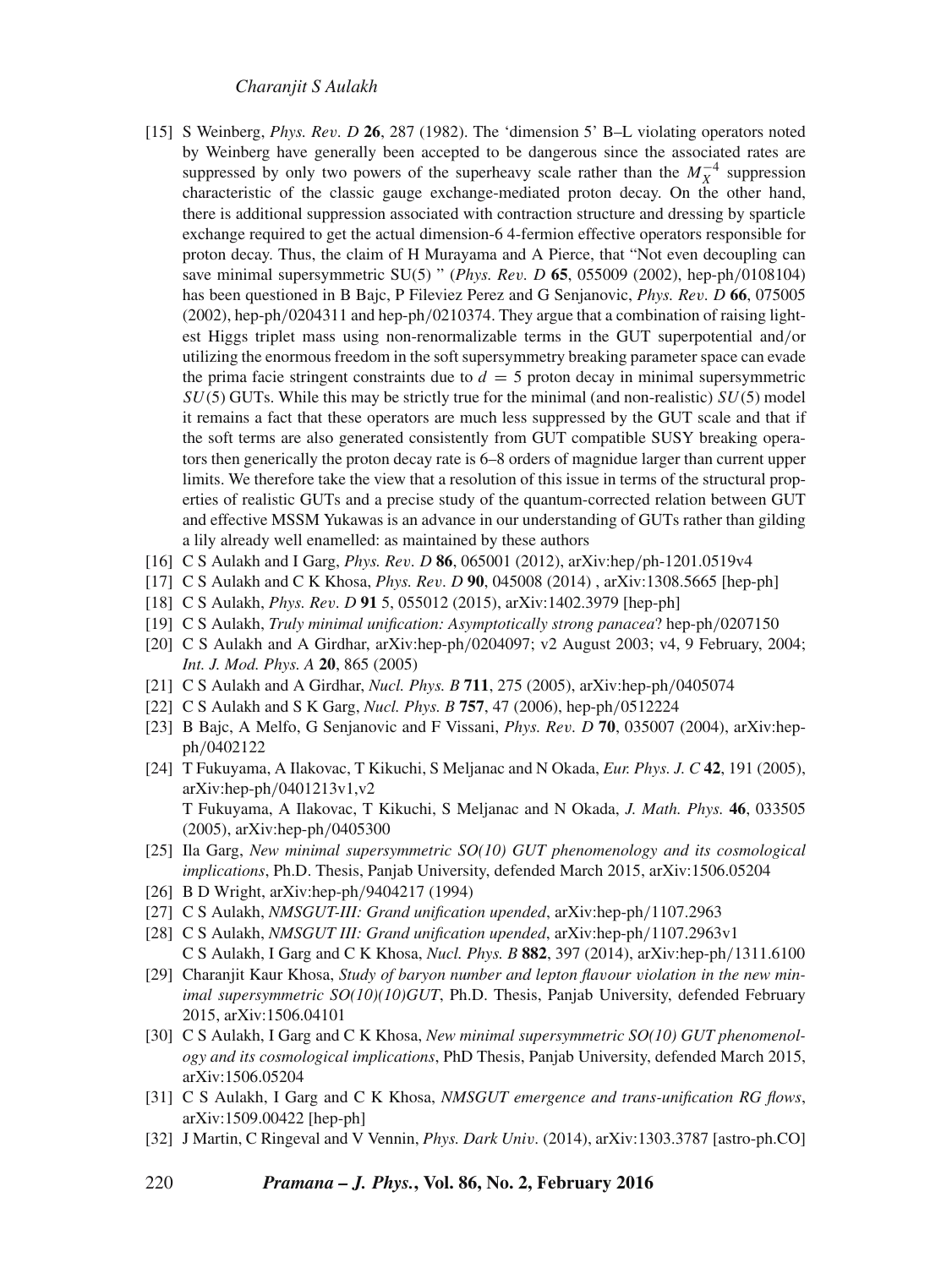[15] S Weinberg, *Phys. Rev. D* **26**, 287 (1982). The 'dimension 5' B–L violating operators noted by Weinberg have generally been accepted to be dangerous since the associated rates are suppressed by only two powers of the superheavy scale rather than the $M_X^{-4}$ suppression characteristic of the classic gauge exchange-mediated proton decay. On the other hand, there is additional suppression associated with contraction structure and dressing by sparticle exchange required to get the actual dimension-6 4-fermion effective operators responsible for proton decay. Thus, the claim of H Murayama and A Pierce, that "Not even decoupling can save minimal supersymmetric SU(5) " (*Phys. Rev. D* **65**, 055009 (2002), hep-ph/0108104) has been questioned in B Bajc, P Fileviez Perez and G Senjanovic, *Phys. Rev. D* **66**, 075005 (2002), hep-ph/0204311 and hep-ph/0210374. They argue that a combination of raising lightest Higgs triplet mass using non-renormalizable terms in the GUT superpotential and/or utilizing the enormous freedom in the soft supersymmetry breaking parameter space can evade the prima facie stringent constraints due to $d = 5$ proton decay in minimal supersymmetric $SU(5)$ GUTs. While this may be strictly true for the minimal (and non-realistic) $SU(5)$ model it remains a fact that these operators are much less suppressed by the GUT scale and that if the soft terms are also generated consistently from GUT compatible SUSY breaking operators then generically the proton decay rate is 6–8 orders of magnidue larger than current upper limits. We therefore take the view that a resolution of this issue in terms of the structural properties of realistic GUTs and a precise study of the quantum-corrected relation between GUT and effective MSSM Yukawas is an advance in our understanding of GUTs rather than gilding a lily already well enamelled: as maintained by these authors

[16] C S Aulakh and I Garg, *Phys. Rev. D* **86**, 065001 (2012), arXiv:hep/ph-1201.0519v4

[17] C S Aulakh and C K Khosa, *Phys. Rev. D* **90**, 045008 (2014) , arXiv:1308.5665 [hep-ph]

[18] C S Aulakh, *Phys. Rev. D* **91** 5, 055012 (2015), arXiv:1402.3979 [hep-ph]

[19] C S Aulakh, *Truly minimal unification: Asymptotically strong panacea*? hep-ph/0207150

[20] C S Aulakh and A Girdhar, arXiv:hep-ph/0204097; v2 August 2003; v4, 9 February, 2004; *Int. J. Mod. Phys. A* **20**, 865 (2005)

[21] C S Aulakh and A Girdhar, *Nucl. Phys. B* **711**, 275 (2005), arXiv:hep-ph/0405074

[22] C S Aulakh and S K Garg, *Nucl. Phys. B* **757**, 47 (2006), hep-ph/0512224

[23] B Bajc, A Melfo, G Senjanovic and F Vissani, *Phys. Rev. D* **70**, 035007 (2004), arXiv:hep-ph/0402122

[24] T Fukuyama, A Ilakovac, T Kikuchi, S Meljanac and N Okada, *Eur. Phys. J. C* **42**, 191 (2005), arXiv:hep-ph/0401213v1,v2
T Fukuyama, A Ilakovac, T Kikuchi, S Meljanac and N Okada, *J. Math. Phys.* **46**, 033505 (2005), arXiv:hep-ph/0405300

[25] Ila Garg, *New minimal supersymmetric SO(10) GUT phenomenology and its cosmological implications*, Ph.D. Thesis, Panjab University, defended March 2015, arXiv:1506.05204

[26] B D Wright, arXiv:hep-ph/9404217 (1994)

[27] C S Aulakh, *NMSGUT-III: Grand unification upended*, arXiv:hep-ph/1107.2963

[28] C S Aulakh, *NMSGUT III: Grand unification upended*, arXiv:hep-ph/1107.2963v1
C S Aulakh, I Garg and C K Khosa, *Nucl. Phys. B* **882**, 397 (2014), arXiv:hep-ph/1311.6100

[29] Charanjit Kaur Khosa, *Study of baryon number and lepton flavour violation in the new minimal supersymmetric SO(10)(10)GUT*, Ph.D. Thesis, Panjab University, defended February 2015, arXiv:1506.04101

[30] C S Aulakh, I Garg and C K Khosa, *New minimal supersymmetric SO(10) GUT phenomenology and its cosmological implications*, PhD Thesis, Panjab University, defended March 2015, arXiv:1506.05204

[31] C S Aulakh, I Garg and C K Khosa, *NMSGUT emergence and trans-unification RG flows*, arXiv:1509.00422 [hep-ph]

[32] J Martin, C Ringeval and V Vennin, *Phys. Dark Univ.* (2014), arXiv:1303.3787 [astro-ph.CO]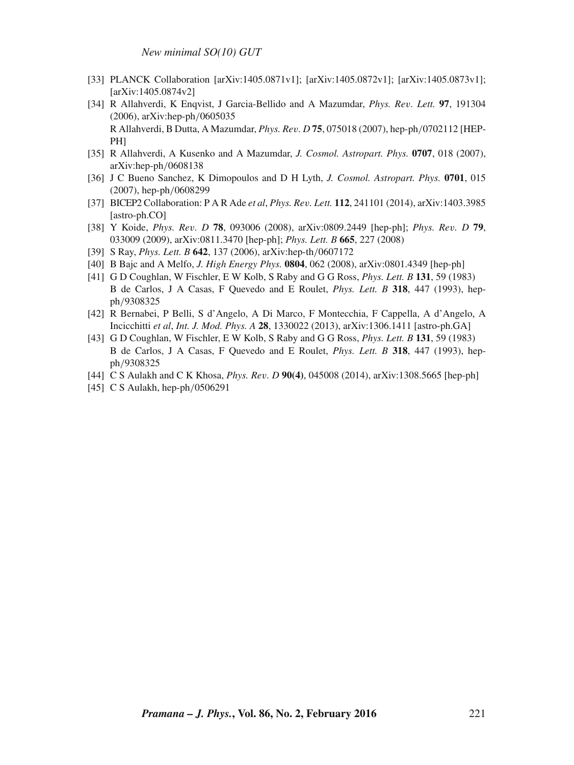[33] PLANCK Collaboration [arXiv:1405.0871v1]; [arXiv:1405.0872v1]; [arXiv:1405.0873v1]; [arXiv:1405.0874v2]

[34] R Allahverdi, K Enqvist, J Garcia-Bellido and A Mazumdar, *Phys. Rev. Lett.* **97**, 191304 (2006), arXiv:hep-ph/0605035
R Allahverdi, B Dutta, A Mazumdar, *Phys. Rev. D* **75**, 075018 (2007), hep-ph/0702112 [HEP-PH]

[35] R Allahverdi, A Kusenko and A Mazumdar, *J. Cosmol. Astropart. Phys.* **0707**, 018 (2007), arXiv:hep-ph/0608138

[36] J C Bueno Sanchez, K Dimopoulos and D H Lyth, *J. Cosmol. Astropart. Phys.* **0701**, 015 (2007), hep-ph/0608299

[37] BICEP2 Collaboration: P A R Ade *et al*, *Phys. Rev. Lett.* **112**, 241101 (2014), arXiv:1403.3985 [astro-ph.CO]

[38] Y Koide, *Phys. Rev. D* **78**, 093006 (2008), arXiv:0809.2449 [hep-ph]; *Phys. Rev. D* **79**, 033009 (2009), arXiv:0811.3470 [hep-ph]; *Phys. Lett. B* **665**, 227 (2008)

[39] S Ray, *Phys. Lett. B* **642**, 137 (2006), arXiv:hep-th/0607172

[40] B Bajc and A Melfo, *J. High Energy Phys.* **0804**, 062 (2008), arXiv:0801.4349 [hep-ph]

[41] G D Coughlan, W Fischler, E W Kolb, S Raby and G G Ross, *Phys. Lett. B* **131**, 59 (1983)
B de Carlos, J A Casas, F Quevedo and E Roulet, *Phys. Lett. B* **318**, 447 (1993), hep-ph/9308325

[42] R Bernabei, P Belli, S d'Angelo, A Di Marco, F Montecchia, F Cappella, A d'Angelo, A Incicchitti *et al*, *Int. J. Mod. Phys. A* **28**, 1330022 (2013), arXiv:1306.1411 [astro-ph.GA]

[43] G D Coughlan, W Fischler, E W Kolb, S Raby and G G Ross, *Phys. Lett. B* **131**, 59 (1983)
B de Carlos, J A Casas, F Quevedo and E Roulet, *Phys. Lett. B* **318**, 447 (1993), hep-ph/9308325

[44] C S Aulakh and C K Khosa, *Phys. Rev. D* **90(4)**, 045008 (2014), arXiv:1308.5665 [hep-ph]

[45] C S Aulakh, hep-ph/0506291